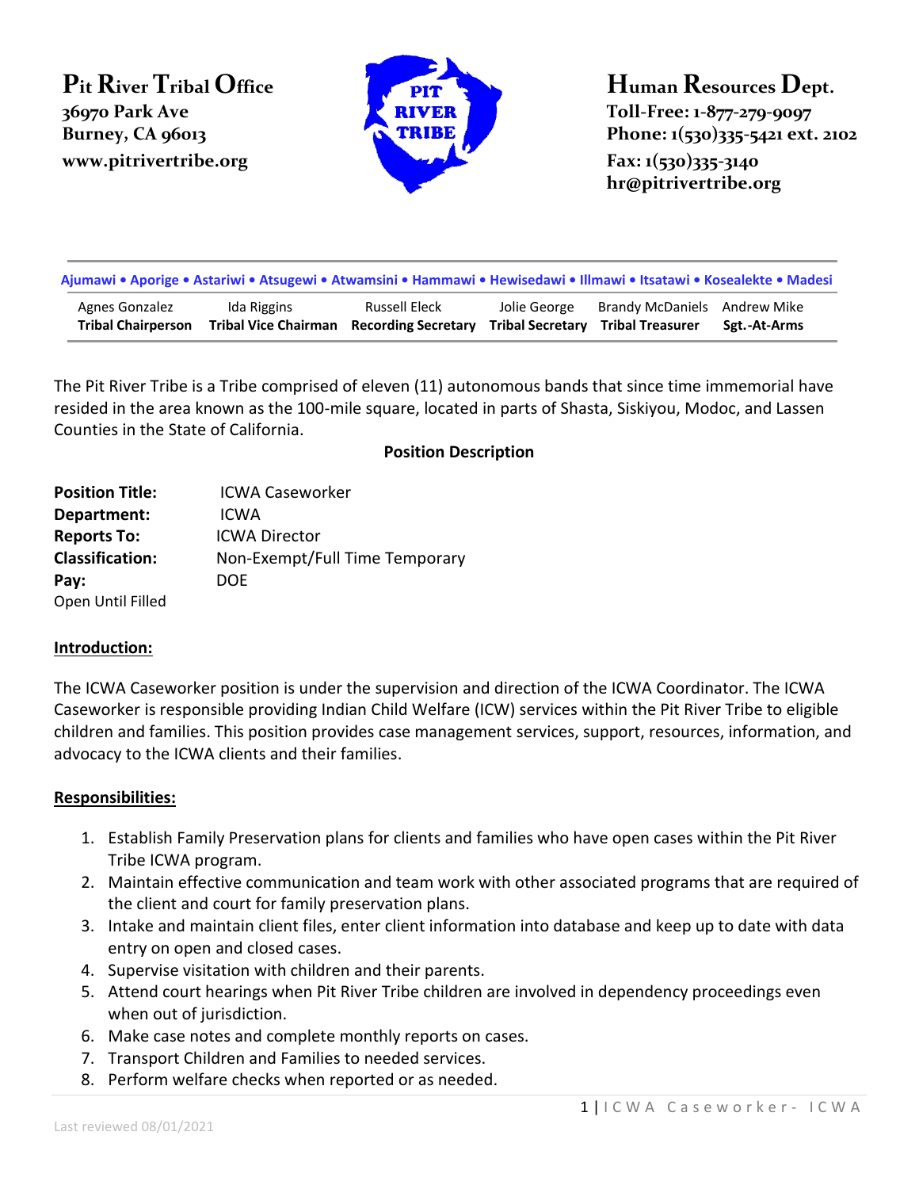**Pit River Tribal Office**
36970 Park Ave
Burney, CA 96013
www.pitrivertribe.org

**Human Resources Dept.**
Toll-Free: 1-877-279-9097
Phone: 1(530)335-5421 ext. 2102
Fax: 1(530)335-3140
hr@pitrivertribe.org

**Ajumawi • Aporige • Astariwi • Atsugewi • Atwamsini • Hammawi • Hewisedawi • Illmawi • Itsatawi • Kosealekte • Madesi**

| Agnes Gonzalez | Ida Riggins | Russell Eleck | Jolie George | Brandy McDaniels | Andrew Mike |
|---|---|---|---|---|---|
| **Tribal Chairperson** | **Tribal Vice Chairman** | **Recording Secretary** | **Tribal Secretary** | **Tribal Treasurer** | **Sgt.-At-Arms** |

The Pit River Tribe is a Tribe comprised of eleven (11) autonomous bands that since time immemorial have resided in the area known as the 100-mile square, located in parts of Shasta, Siskiyou, Modoc, and Lassen Counties in the State of California.

**Position Description**

**Position Title:** ICWA Caseworker
**Department:** ICWA
**Reports To:** ICWA Director
**Classification:** Non-Exempt/Full Time Temporary
**Pay:** DOE
Open Until Filled

## Introduction:

The ICWA Caseworker position is under the supervision and direction of the ICWA Coordinator. The ICWA Caseworker is responsible providing Indian Child Welfare (ICW) services within the Pit River Tribe to eligible children and families. This position provides case management services, support, resources, information, and advocacy to the ICWA clients and their families.

## Responsibilities:

1. Establish Family Preservation plans for clients and families who have open cases within the Pit River Tribe ICWA program.
2. Maintain effective communication and team work with other associated programs that are required of the client and court for family preservation plans.
3. Intake and maintain client files, enter client information into database and keep up to date with data entry on open and closed cases.
4. Supervise visitation with children and their parents.
5. Attend court hearings when Pit River Tribe children are involved in dependency proceedings even when out of jurisdiction.
6. Make case notes and complete monthly reports on cases.
7. Transport Children and Families to needed services.
8. Perform welfare checks when reported or as needed.

Last reviewed 08/01/2021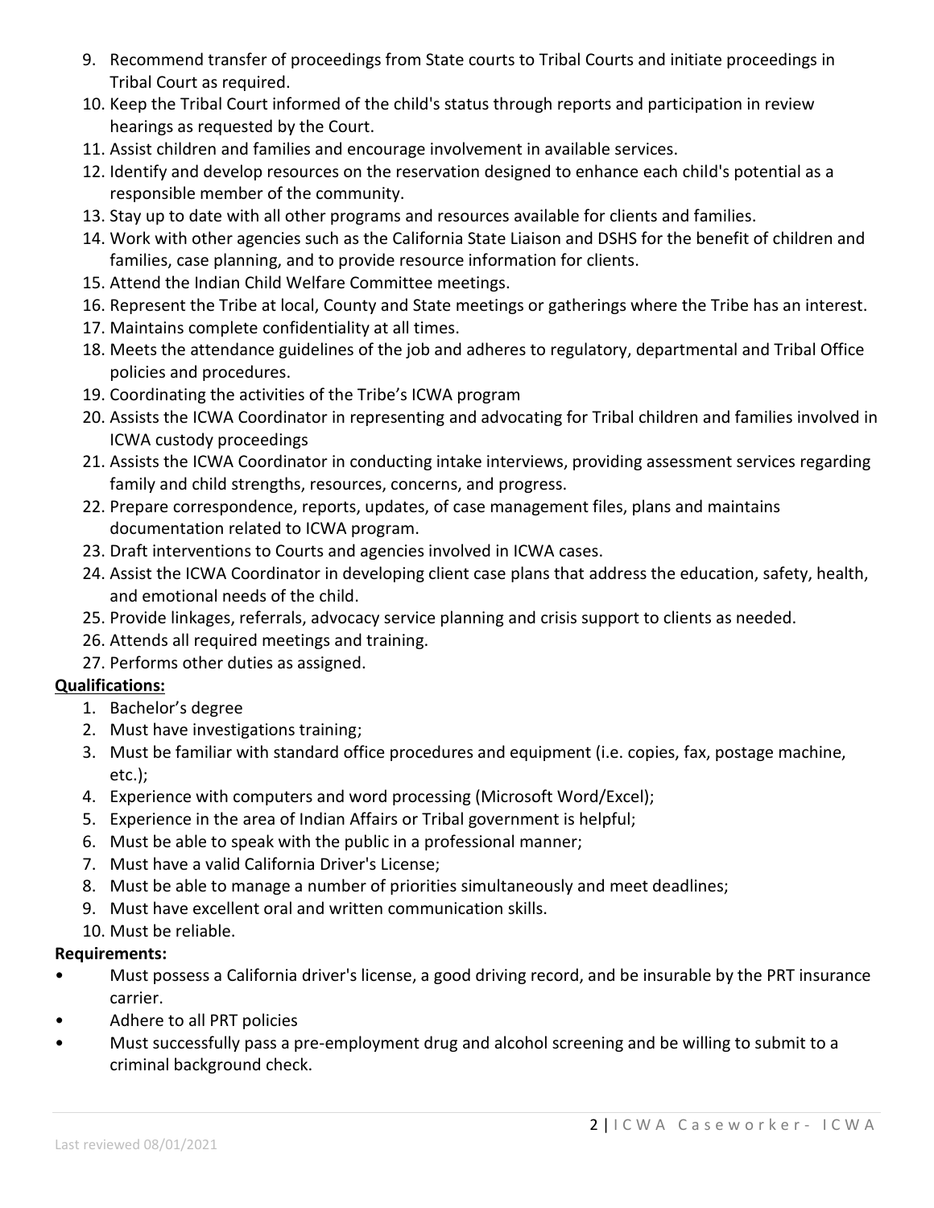9. Recommend transfer of proceedings from State courts to Tribal Courts and initiate proceedings in Tribal Court as required.
10. Keep the Tribal Court informed of the child's status through reports and participation in review hearings as requested by the Court.
11. Assist children and families and encourage involvement in available services.
12. Identify and develop resources on the reservation designed to enhance each child's potential as a responsible member of the community.
13. Stay up to date with all other programs and resources available for clients and families.
14. Work with other agencies such as the California State Liaison and DSHS for the benefit of children and families, case planning, and to provide resource information for clients.
15. Attend the Indian Child Welfare Committee meetings.
16. Represent the Tribe at local, County and State meetings or gatherings where the Tribe has an interest.
17. Maintains complete confidentiality at all times.
18. Meets the attendance guidelines of the job and adheres to regulatory, departmental and Tribal Office policies and procedures.
19. Coordinating the activities of the Tribe's ICWA program
20. Assists the ICWA Coordinator in representing and advocating for Tribal children and families involved in ICWA custody proceedings
21. Assists the ICWA Coordinator in conducting intake interviews, providing assessment services regarding family and child strengths, resources, concerns, and progress.
22. Prepare correspondence, reports, updates, of case management files, plans and maintains documentation related to ICWA program.
23. Draft interventions to Courts and agencies involved in ICWA cases.
24. Assist the ICWA Coordinator in developing client case plans that address the education, safety, health, and emotional needs of the child.
25. Provide linkages, referrals, advocacy service planning and crisis support to clients as needed.
26. Attends all required meetings and training.
27. Performs other duties as assigned.

**Qualifications:**

1. Bachelor's degree
2. Must have investigations training;
3. Must be familiar with standard office procedures and equipment (i.e. copies, fax, postage machine, etc.);
4. Experience with computers and word processing (Microsoft Word/Excel);
5. Experience in the area of Indian Affairs or Tribal government is helpful;
6. Must be able to speak with the public in a professional manner;
7. Must have a valid California Driver's License;
8. Must be able to manage a number of priorities simultaneously and meet deadlines;
9. Must have excellent oral and written communication skills.
10. Must be reliable.

**Requirements:**

- Must possess a California driver's license, a good driving record, and be insurable by the PRT insurance carrier.
- Adhere to all PRT policies
- Must successfully pass a pre-employment drug and alcohol screening and be willing to submit to a criminal background check.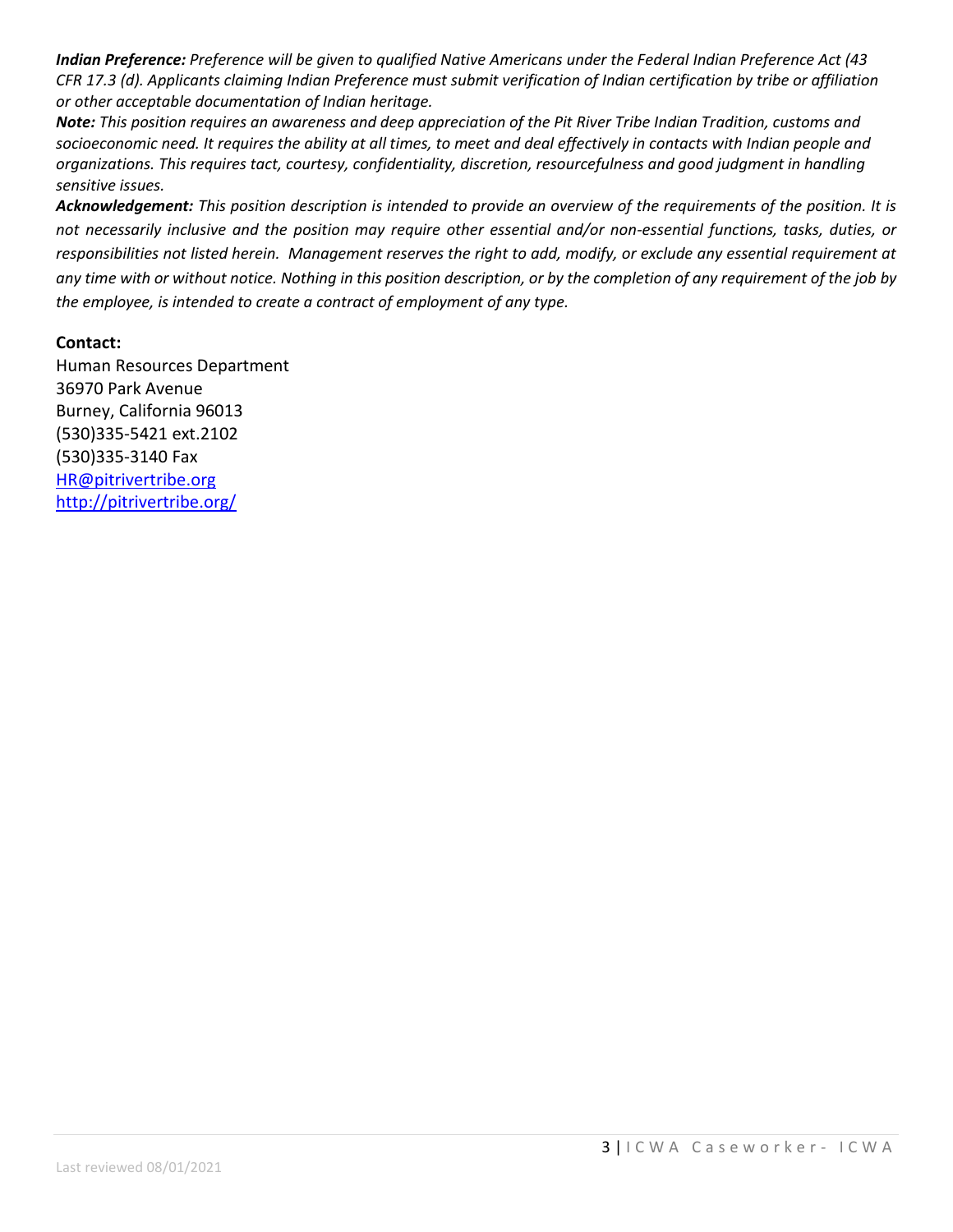***Indian Preference:*** *Preference will be given to qualified Native Americans under the Federal Indian Preference Act (43 CFR 17.3 (d). Applicants claiming Indian Preference must submit verification of Indian certification by tribe or affiliation or other acceptable documentation of Indian heritage.*

***Note:*** *This position requires an awareness and deep appreciation of the Pit River Tribe Indian Tradition, customs and socioeconomic need. It requires the ability at all times, to meet and deal effectively in contacts with Indian people and organizations. This requires tact, courtesy, confidentiality, discretion, resourcefulness and good judgment in handling sensitive issues.*

***Acknowledgement:*** *This position description is intended to provide an overview of the requirements of the position. It is not necessarily inclusive and the position may require other essential and/or non-essential functions, tasks, duties, or responsibilities not listed herein. Management reserves the right to add, modify, or exclude any essential requirement at any time with or without notice. Nothing in this position description, or by the completion of any requirement of the job by the employee, is intended to create a contract of employment of any type.*

**Contact:**

Human Resources Department
36970 Park Avenue
Burney, California 96013
(530)335-5421 ext.2102
(530)335-3140 Fax
[HR@pitrivertribe.org](mailto:HR@pitrivertribe.org)
[http://pitrivertribe.org/](http://pitrivertribe.org/)

Last reviewed 08/01/2021